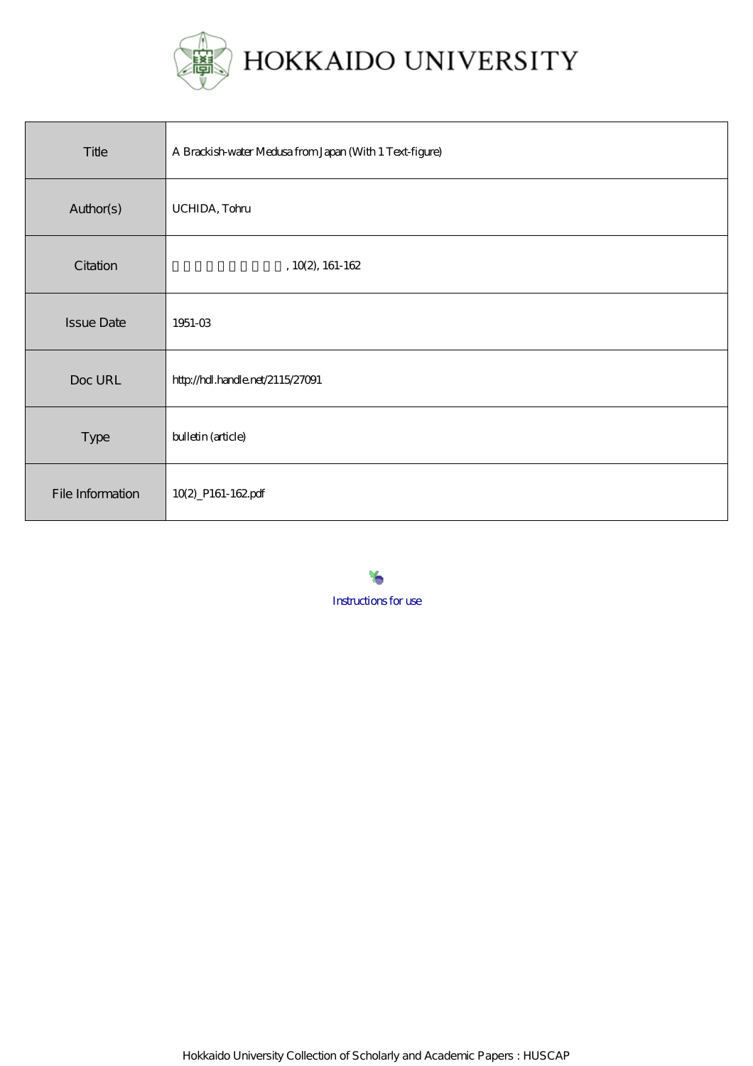# HOKKAIDO UNIVERSITY

| | |
|---|---|
| Title | A Brackish-water Medusa from Japan (With 1 Text-figure) |
| Author(s) | UCHIDA, Tohru |
| Citation | 北海道大學理學部紀要, 10(2), 161-162 |
| Issue Date | 1951-03 |
| Doc URL | http://hdl.handle.net/2115/27091 |
| Type | bulletin (article) |
| File Information | 10(2)_P161-162.pdf |

Instructions for use

Hokkaido University Collection of Scholarly and Academic Papers : HUSCAP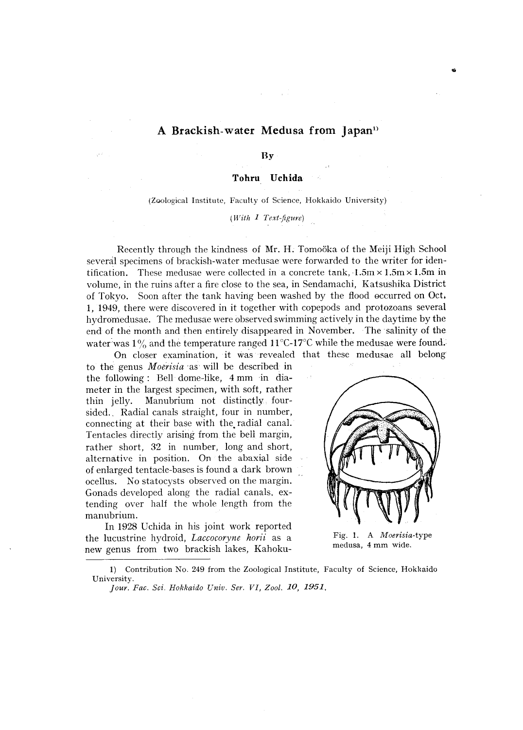# A Brackish-water Medusa from Japan[1]

By

**Tohru Uchida**

(Zoological Institute, Faculty of Science, Hokkaido University)

(*With 1 Text-figure*)

Recently through the kindness of Mr. H. Tomoöka of the Meiji High School several specimens of brackish-water medusae were forwarded to the writer for identification. These medusae were collected in a concrete tank, 1.5m × 1.5m × 1.5m in volume, in the ruins after a fire close to the sea, in Sendamachi, Katsushika District of Tokyo. Soon after the tank having been washed by the flood occurred on Oct. 1, 1949, there were discovered in it together with copepods and protozoans several hydromedusae. The medusae were observed swimming actively in the daytime by the end of the month and then entirely disappeared in November. The salinity of the water was 1% and the temperature ranged 11°C-17°C while the medusae were found.

On closer examination, it was revealed that these medusae all belong to the genus *Moerisia* as will be described in the following: Bell dome-like, 4 mm in diameter in the largest specimen, with soft, rather thin jelly. Manubrium not distinctly four-sided. Radial canals straight, four in number, connecting at their base with the radial canal. Tentacles directly arising from the bell margin, rather short, 32 in number, long and short, alternative in position. On the abaxial side of enlarged tentacle-bases is found a dark brown ocellus. No statocysts observed on the margin. Gonads developed along the radial canals, extending over half the whole length from the manubrium.

Fig. 1. A *Moerisia*-type medusa, 4 mm wide.

In 1928 Uchida in his joint work reported the lucustrine hydroid, *Laccocoryne horii* as a new genus from two brackish lakes, Kahoku-

---

1) Contribution No. 249 from the Zoological Institute, Faculty of Science, Hokkaido University.

*Jour. Fac. Sci. Hokkaido Univ. Ser. VI, Zool.* **10**, **1951**.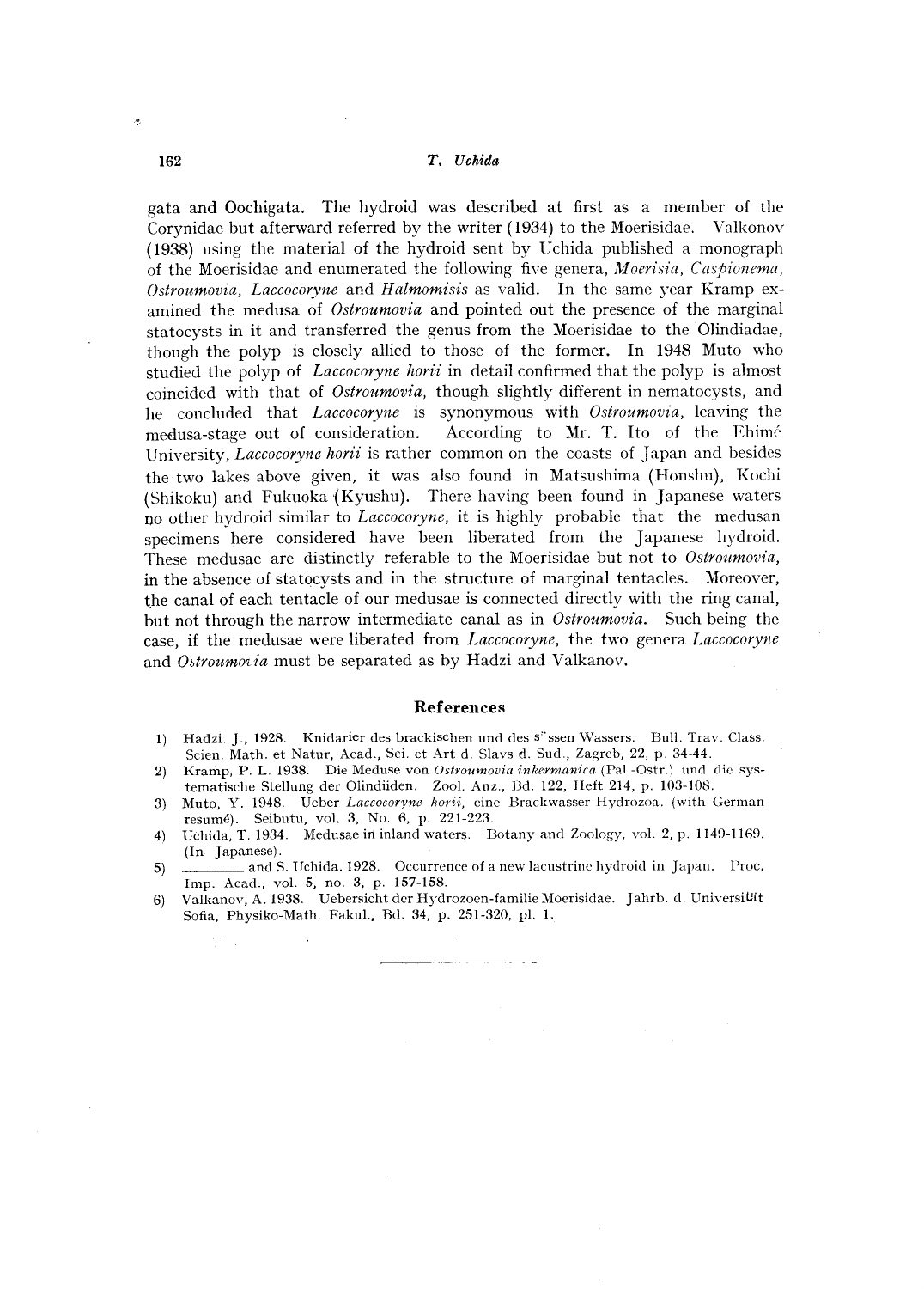gata and Oochigata. The hydroid was described at first as a member of the Corynidae but afterward referred by the writer (1934) to the Moerisidae. Valkonov (1938) using the material of the hydroid sent by Uchida published a monograph of the Moerisidae and enumerated the following five genera, *Moerisia*, *Caspionema*, *Ostroumovia*, *Laccocoryne* and *Halmomisis* as valid. In the same year Kramp examined the medusa of *Ostroumovia* and pointed out the presence of the marginal statocysts in it and transferred the genus from the Moerisidae to the Olindiadae, though the polyp is closely allied to those of the former. In 1948 Muto who studied the polyp of *Laccocoryne horii* in detail confirmed that the polyp is almost coincided with that of *Ostroumovia*, though slightly different in nematocysts, and he concluded that *Laccocoryne* is synonymous with *Ostroumovia*, leaving the medusa-stage out of consideration. According to Mr. T. Ito of the Ehimé University, *Laccocoryne horii* is rather common on the coasts of Japan and besides the two lakes above given, it was also found in Matsushima (Honshu), Kochi (Shikoku) and Fukuoka (Kyushu). There having been found in Japanese waters no other hydroid similar to *Laccocoryne*, it is highly probable that the medusan specimens here considered have been liberated from the Japanese hydroid. These medusae are distinctly referable to the Moerisidae but not to *Ostroumovia*, in the absence of statocysts and in the structure of marginal tentacles. Moreover, the canal of each tentacle of our medusae is connected directly with the ring canal, but not through the narrow intermediate canal as in *Ostroumovia*. Such being the case, if the medusae were liberated from *Laccocoryne*, the two genera *Laccocoryne* and *Ostroumovia* must be separated as by Hadzi and Valkanov.

## References

1) Hadzi. J., 1928. Knidarier des brackischen und des süssen Wassers. Bull. Trav. Class. Scien. Math. et Natur, Acad., Sci. et Art d. Slavs d. Sud., Zagreb, 22, p. 34-44.
2) Kramp, P. L. 1938. Die Meduse von *Ostroumovia inkermanica* (Pal.-Ostr.) und die systematische Stellung der Olindiiden. Zool. Anz., Bd. 122, Heft 214, p. 103-108.
3) Muto, Y. 1948. Ueber *Laccocoryne horii*, eine Brackwasser-Hydrozoa. (with German resumé). Seibutu, vol. 3, No. 6, p. 221-223.
4) Uchida, T. 1934. Medusae in inland waters. Botany and Zoology, vol. 2, p. 1149-1169. (In Japanese).
5) ———— and S. Uchida. 1928. Occurrence of a new lacustrine hydroid in Japan. Proc. Imp. Acad., vol. 5, no. 3, p. 157-158.
6) Valkanov, A. 1938. Uebersicht der Hydrozoen-familie Moerisidae. Jahrb. d. Universität Sofia, Physiko-Math. Fakul., Bd. 34, p. 251-320, pl. 1.